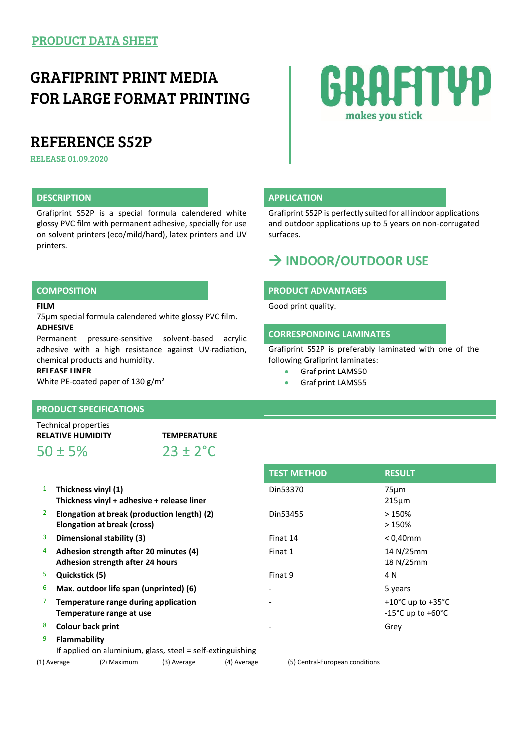PRODUCT DATA SHEET

# GRAFIPRINT PRINT MEDIA FOR LARGE FORMAT PRINTING

GRAFITYP
makes you stick

# REFERENCE S52P

RELEASE 01.09.2020

## DESCRIPTION

Grafiprint S52P is a special formula calendered white glossy PVC film with permanent adhesive, specially for use on solvent printers (eco/mild/hard), latex printers and UV printers.

## APPLICATION

Grafiprint S52P is perfectly suited for all indoor applications and outdoor applications up to 5 years on non-corrugated surfaces.

## → INDOOR/OUTDOOR USE

## COMPOSITION

**FILM**
75µm special formula calendered white glossy PVC film.
**ADHESIVE**
Permanent pressure-sensitive solvent-based acrylic adhesive with a high resistance against UV-radiation, chemical products and humidity.
**RELEASE LINER**
White PE-coated paper of 130 g/m²

## PRODUCT ADVANTAGES

Good print quality.

## CORRESPONDING LAMINATES

Grafiprint S52P is preferably laminated with one of the following Grafiprint laminates:

- Grafiprint LAMS50
- Grafiprint LAMS55

## PRODUCT SPECIFICATIONS

Technical properties

| RELATIVE HUMIDITY | TEMPERATURE |
|---|---|
| 50 ± 5% | 23 ± 2°C |

| # | Property | TEST METHOD | RESULT |
|---|---|---|---|
| 1 | **Thickness vinyl (1)**<br>**Thickness vinyl + adhesive + release liner** | Din53370 | 75µm<br>215µm |
| 2 | **Elongation at break (production length) (2)**<br>**Elongation at break (cross)** | Din53455 | > 150%<br>> 150% |
| 3 | **Dimensional stability (3)** | Finat 14 | < 0,40mm |
| 4 | **Adhesion strength after 20 minutes (4)**<br>**Adhesion strength after 24 hours** | Finat 1 | 14 N/25mm<br>18 N/25mm |
| 5 | **Quickstick (5)** | Finat 9 | 4 N |
| 6 | **Max. outdoor life span (unprinted) (6)** | - | 5 years |
| 7 | **Temperature range during application**<br>**Temperature range at use** | - | +10°C up to +35°C<br>-15°C up to +60°C |
| 8 | **Colour back print** | - | Grey |
| 9 | **Flammability**<br>If applied on aluminium, glass, steel = self-extinguishing | | |

(1) Average (2) Maximum (3) Average (4) Average (5) Central-European conditions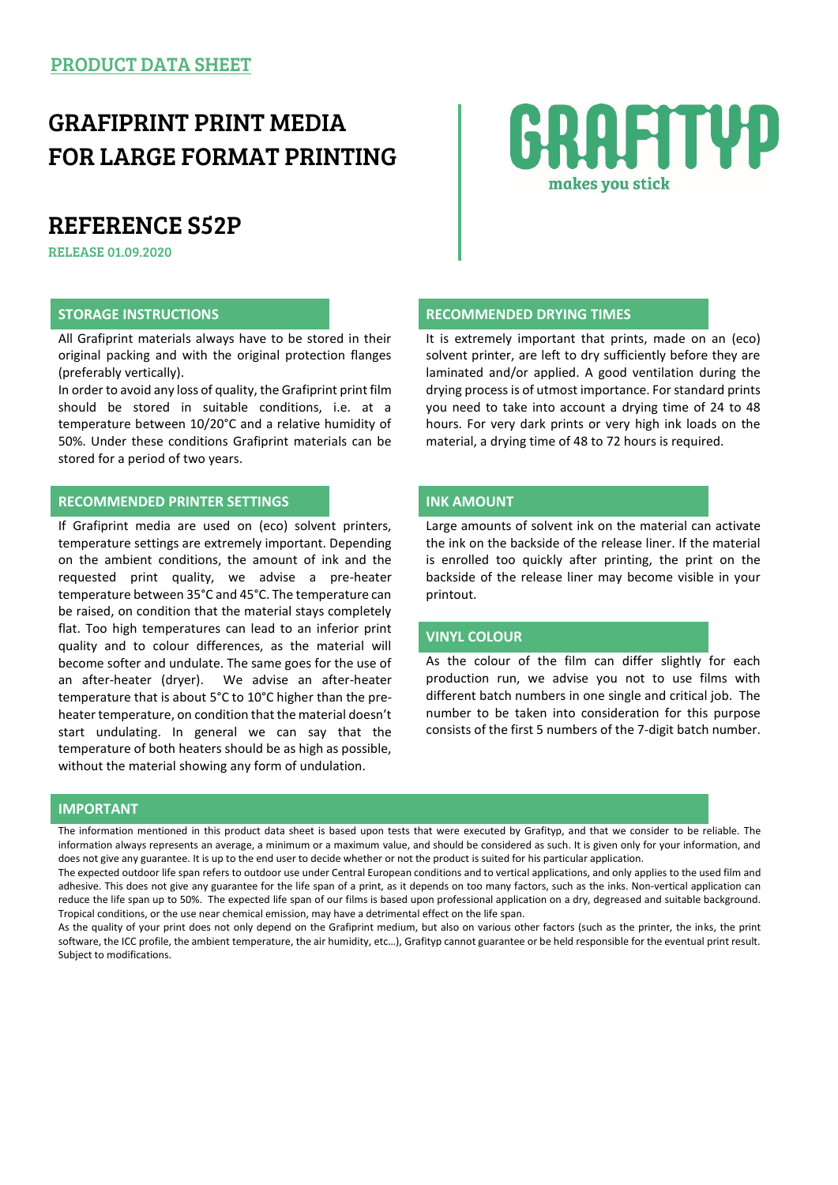PRODUCT DATA SHEET

# GRAFIPRINT PRINT MEDIA FOR LARGE FORMAT PRINTING

GRAFITYP
makes you stick

# REFERENCE S52P

RELEASE 01.09.2020

## STORAGE INSTRUCTIONS

All Grafiprint materials always have to be stored in their original packing and with the original protection flanges (preferably vertically).

In order to avoid any loss of quality, the Grafiprint print film should be stored in suitable conditions, i.e. at a temperature between 10/20°C and a relative humidity of 50%. Under these conditions Grafiprint materials can be stored for a period of two years.

## RECOMMENDED PRINTER SETTINGS

If Grafiprint media are used on (eco) solvent printers, temperature settings are extremely important. Depending on the ambient conditions, the amount of ink and the requested print quality, we advise a pre-heater temperature between 35°C and 45°C. The temperature can be raised, on condition that the material stays completely flat. Too high temperatures can lead to an inferior print quality and to colour differences, as the material will become softer and undulate. The same goes for the use of an after-heater (dryer). We advise an after-heater temperature that is about 5°C to 10°C higher than the pre-heater temperature, on condition that the material doesn't start undulating. In general we can say that the temperature of both heaters should be as high as possible, without the material showing any form of undulation.

## RECOMMENDED DRYING TIMES

It is extremely important that prints, made on an (eco) solvent printer, are left to dry sufficiently before they are laminated and/or applied. A good ventilation during the drying process is of utmost importance. For standard prints you need to take into account a drying time of 24 to 48 hours. For very dark prints or very high ink loads on the material, a drying time of 48 to 72 hours is required.

## INK AMOUNT

Large amounts of solvent ink on the material can activate the ink on the backside of the release liner. If the material is enrolled too quickly after printing, the print on the backside of the release liner may become visible in your printout.

## VINYL COLOUR

As the colour of the film can differ slightly for each production run, we advise you not to use films with different batch numbers in one single and critical job. The number to be taken into consideration for this purpose consists of the first 5 numbers of the 7-digit batch number.

## IMPORTANT

The information mentioned in this product data sheet is based upon tests that were executed by Grafityp, and that we consider to be reliable. The information always represents an average, a minimum or a maximum value, and should be considered as such. It is given only for your information, and does not give any guarantee. It is up to the end user to decide whether or not the product is suited for his particular application.

The expected outdoor life span refers to outdoor use under Central European conditions and to vertical applications, and only applies to the used film and adhesive. This does not give any guarantee for the life span of a print, as it depends on too many factors, such as the inks. Non-vertical application can reduce the life span up to 50%. The expected life span of our films is based upon professional application on a dry, degreased and suitable background. Tropical conditions, or the use near chemical emission, may have a detrimental effect on the life span.

As the quality of your print does not only depend on the Grafiprint medium, but also on various other factors (such as the printer, the inks, the print software, the ICC profile, the ambient temperature, the air humidity, etc…), Grafityp cannot guarantee or be held responsible for the eventual print result. Subject to modifications.